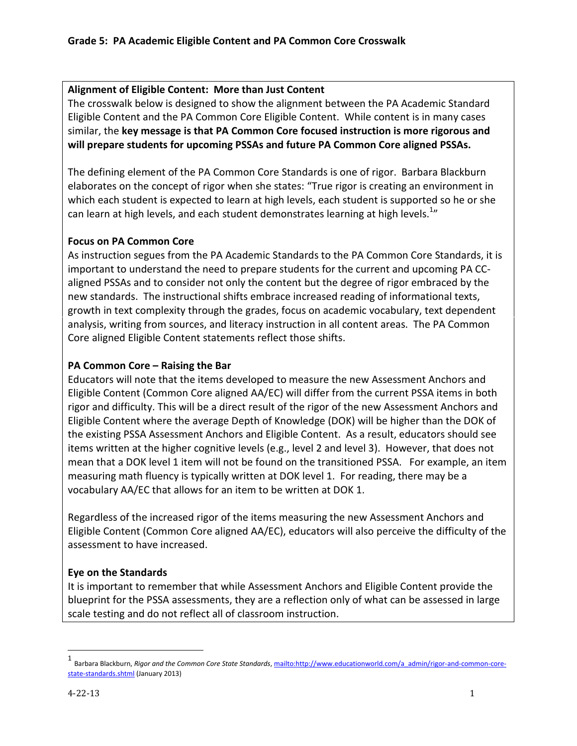# Grade 5: PA Academic Eligible Content and PA Common Core Crosswalk

**Alignment of Eligible Content: More than Just Content**

The crosswalk below is designed to show the alignment between the PA Academic Standard Eligible Content and the PA Common Core Eligible Content. While content is in many cases similar, the **key message is that PA Common Core focused instruction is more rigorous and will prepare students for upcoming PSSAs and future PA Common Core aligned PSSAs.**

The defining element of the PA Common Core Standards is one of rigor. Barbara Blackburn elaborates on the concept of rigor when she states: "True rigor is creating an environment in which each student is expected to learn at high levels, each student is supported so he or she can learn at high levels, and each student demonstrates learning at high levels.[1]"

**Focus on PA Common Core**

As instruction segues from the PA Academic Standards to the PA Common Core Standards, it is important to understand the need to prepare students for the current and upcoming PA CC-aligned PSSAs and to consider not only the content but the degree of rigor embraced by the new standards. The instructional shifts embrace increased reading of informational texts, growth in text complexity through the grades, focus on academic vocabulary, text dependent analysis, writing from sources, and literacy instruction in all content areas. The PA Common Core aligned Eligible Content statements reflect those shifts.

**PA Common Core – Raising the Bar**

Educators will note that the items developed to measure the new Assessment Anchors and Eligible Content (Common Core aligned AA/EC) will differ from the current PSSA items in both rigor and difficulty. This will be a direct result of the rigor of the new Assessment Anchors and Eligible Content where the average Depth of Knowledge (DOK) will be higher than the DOK of the existing PSSA Assessment Anchors and Eligible Content. As a result, educators should see items written at the higher cognitive levels (e.g., level 2 and level 3). However, that does not mean that a DOK level 1 item will not be found on the transitioned PSSA. For example, an item measuring math fluency is typically written at DOK level 1. For reading, there may be a vocabulary AA/EC that allows for an item to be written at DOK 1.

Regardless of the increased rigor of the items measuring the new Assessment Anchors and Eligible Content (Common Core aligned AA/EC), educators will also perceive the difficulty of the assessment to have increased.

**Eye on the Standards**

It is important to remember that while Assessment Anchors and Eligible Content provide the blueprint for the PSSA assessments, they are a reflection only of what can be assessed in large scale testing and do not reflect all of classroom instruction.

---

[1] Barbara Blackburn, *Rigor and the Common Core State Standards*, mailto:http://www.educationworld.com/a_admin/rigor-and-common-core-state-standards.shtml (January 2013)

4-22-13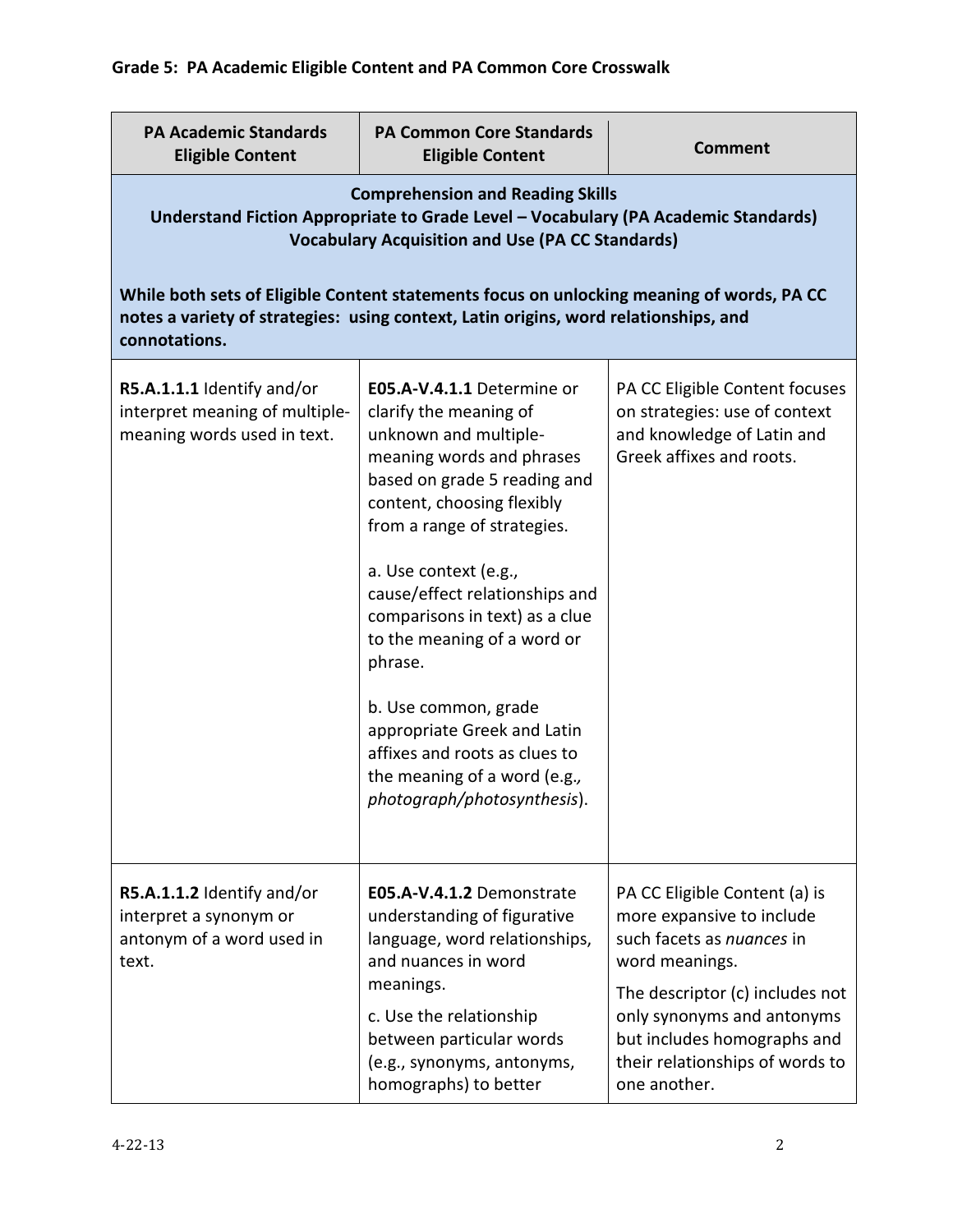## Grade 5: PA Academic Eligible Content and PA Common Core Crosswalk

| PA Academic Standards Eligible Content | PA Common Core Standards Eligible Content | Comment |
|---|---|---|
| **Comprehension and Reading Skills<br>Understand Fiction Appropriate to Grade Level – Vocabulary (PA Academic Standards)<br>Vocabulary Acquisition and Use (PA CC Standards)<br><br>While both sets of Eligible Content statements focus on unlocking meaning of words, PA CC notes a variety of strategies: using context, Latin origins, word relationships, and connotations.** | | |
| **R5.A.1.1.1** Identify and/or interpret meaning of multiple-meaning words used in text. | **E05.A-V.4.1.1** Determine or clarify the meaning of unknown and multiple-meaning words and phrases based on grade 5 reading and content, choosing flexibly from a range of strategies.<br><br>a. Use context (e.g., cause/effect relationships and comparisons in text) as a clue to the meaning of a word or phrase.<br><br>b. Use common, grade appropriate Greek and Latin affixes and roots as clues to the meaning of a word (e.g.*, photograph/photosynthesis*). | PA CC Eligible Content focuses on strategies: use of context and knowledge of Latin and Greek affixes and roots. |
| **R5.A.1.1.2** Identify and/or interpret a synonym or antonym of a word used in text. | **E05.A-V.4.1.2** Demonstrate understanding of figurative language, word relationships, and nuances in word meanings.<br><br>c. Use the relationship between particular words (e.g., synonyms, antonyms, homographs) to better | PA CC Eligible Content (a) is more expansive to include such facets as *nuances* in word meanings.<br><br>The descriptor (c) includes not only synonyms and antonyms but includes homographs and their relationships of words to one another. |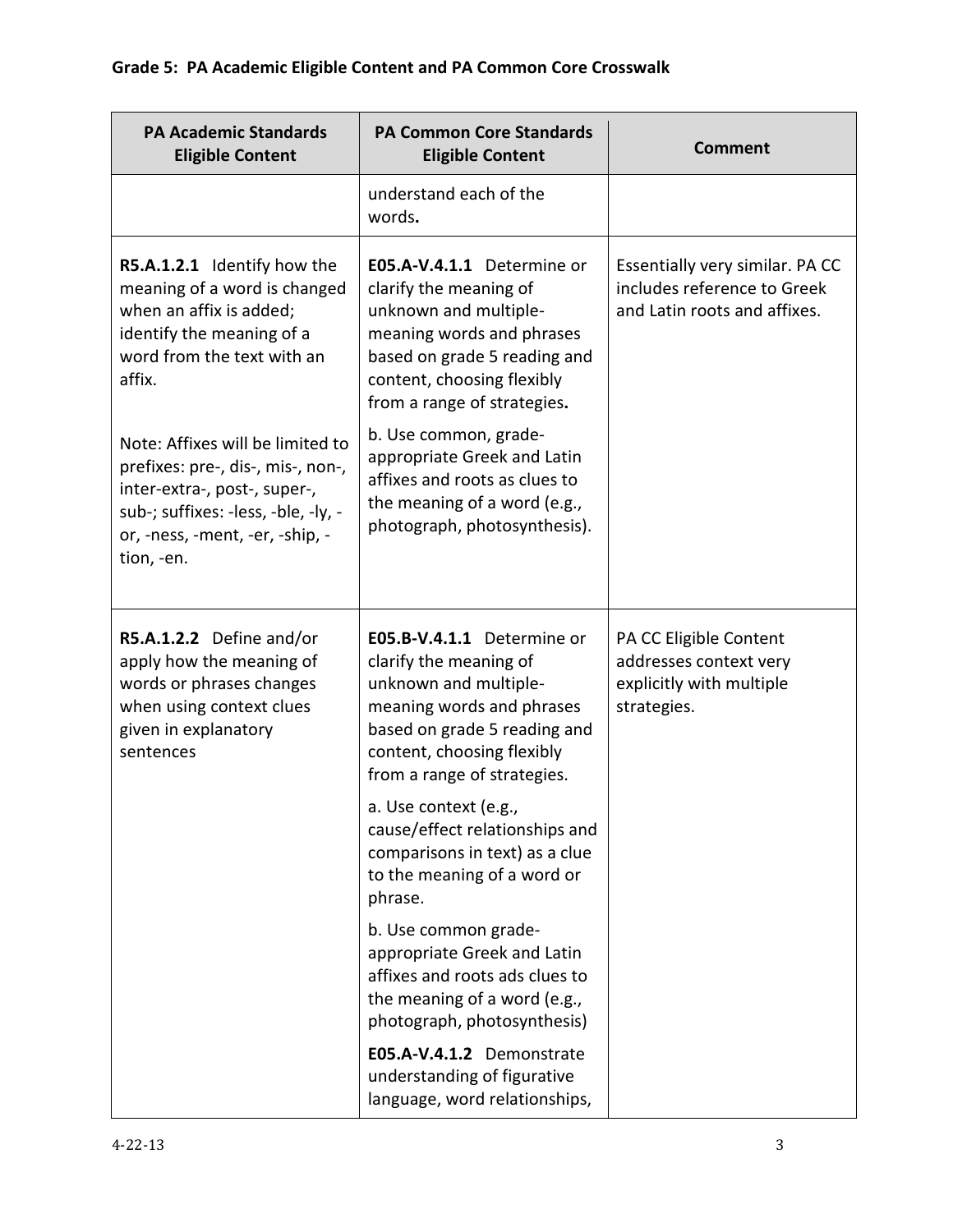## Grade 5: PA Academic Eligible Content and PA Common Core Crosswalk

| PA Academic Standards Eligible Content | PA Common Core Standards Eligible Content | Comment |
|---|---|---|
| | understand each of the words**.** | |
| **R5.A.1.2.1** Identify how the meaning of a word is changed when an affix is added; identify the meaning of a word from the text with an affix.<br><br>Note: Affixes will be limited to prefixes: pre-, dis-, mis-, non-, inter-extra-, post-, super-, sub-; suffixes: -less, -ble, -ly, -or, -ness, -ment, -er, -ship, -tion, -en. | **E05.A-V.4.1.1** Determine or clarify the meaning of unknown and multiple-meaning words and phrases based on grade 5 reading and content, choosing flexibly from a range of strategies**.**<br><br>b. Use common, grade-appropriate Greek and Latin affixes and roots as clues to the meaning of a word (e.g., photograph, photosynthesis). | Essentially very similar. PA CC includes reference to Greek and Latin roots and affixes. |
| **R5.A.1.2.2** Define and/or apply how the meaning of words or phrases changes when using context clues given in explanatory sentences | **E05.B-V.4.1.1** Determine or clarify the meaning of unknown and multiple-meaning words and phrases based on grade 5 reading and content, choosing flexibly from a range of strategies.<br><br>a. Use context (e.g., cause/effect relationships and comparisons in text) as a clue to the meaning of a word or phrase.<br><br>b. Use common grade-appropriate Greek and Latin affixes and roots ads clues to the meaning of a word (e.g., photograph, photosynthesis)<br><br>**E05.A-V.4.1.2** Demonstrate understanding of figurative language, word relationships, | PA CC Eligible Content addresses context very explicitly with multiple strategies. |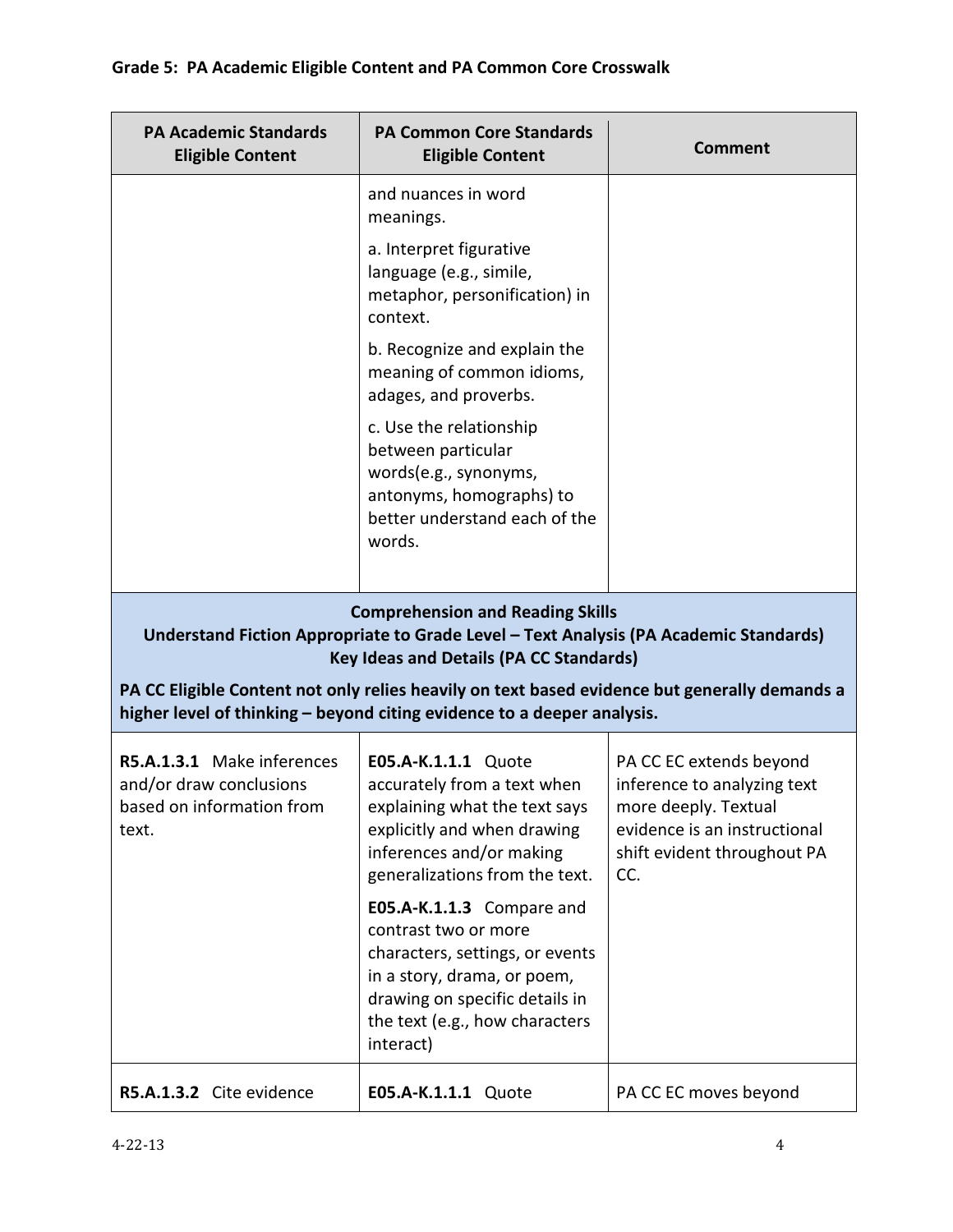**Grade 5: PA Academic Eligible Content and PA Common Core Crosswalk**

| PA Academic Standards Eligible Content | PA Common Core Standards Eligible Content | Comment |
|---|---|---|
| | and nuances in word meanings.<br><br>a. Interpret figurative language (e.g., simile, metaphor, personification) in context.<br><br>b. Recognize and explain the meaning of common idioms, adages, and proverbs.<br><br>c. Use the relationship between particular words(e.g., synonyms, antonyms, homographs) to better understand each of the words. | |
| **Comprehension and Reading Skills**<br>**Understand Fiction Appropriate to Grade Level – Text Analysis (PA Academic Standards)**<br>**Key Ideas and Details (PA CC Standards)**<br><br>**PA CC Eligible Content not only relies heavily on text based evidence but generally demands a higher level of thinking – beyond citing evidence to a deeper analysis.** | | |
| **R5.A.1.3.1** Make inferences and/or draw conclusions based on information from text. | **E05.A-K.1.1.1** Quote accurately from a text when explaining what the text says explicitly and when drawing inferences and/or making generalizations from the text.<br><br>**E05.A-K.1.1.3** Compare and contrast two or more characters, settings, or events in a story, drama, or poem, drawing on specific details in the text (e.g., how characters interact) | PA CC EC extends beyond inference to analyzing text more deeply. Textual evidence is an instructional shift evident throughout PA CC. |
| **R5.A.1.3.2** Cite evidence | **E05.A-K.1.1.1** Quote | PA CC EC moves beyond |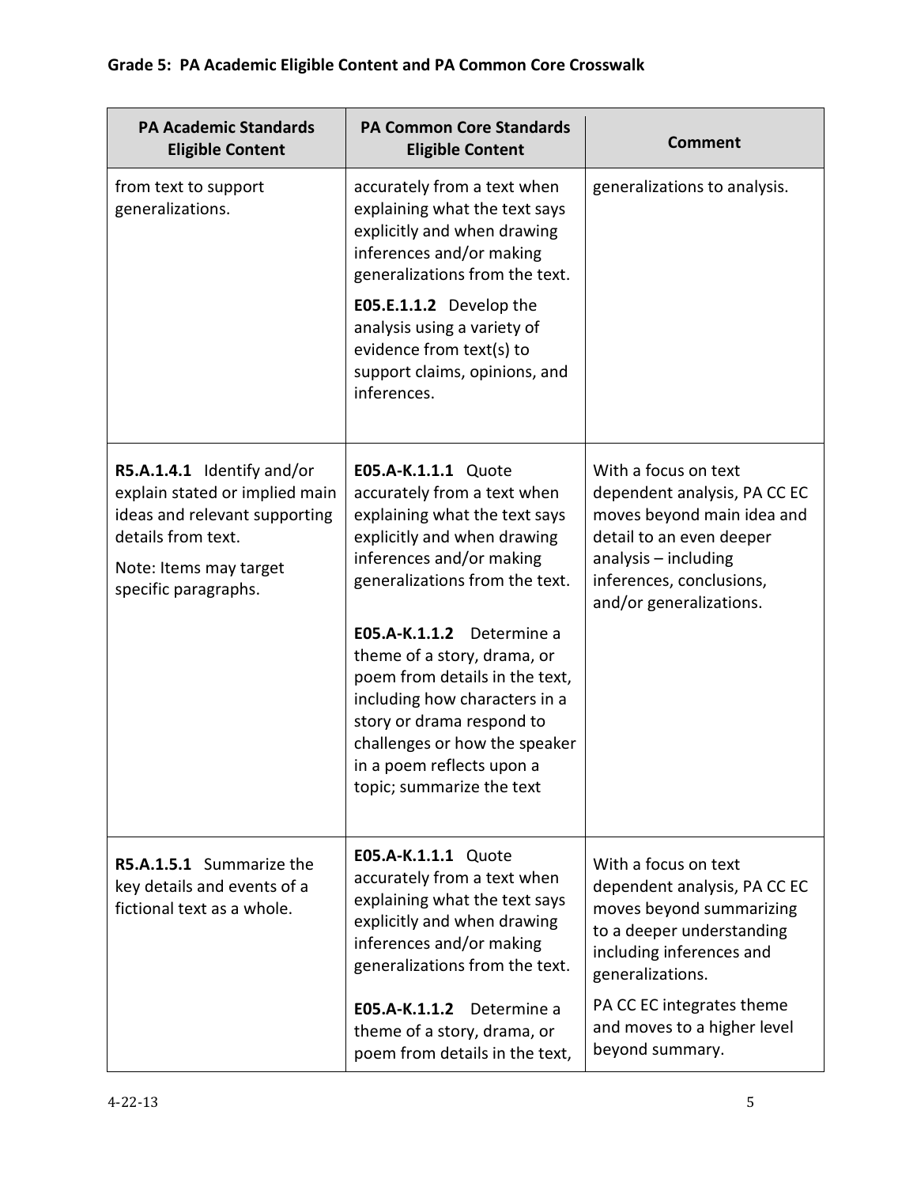**Grade 5: PA Academic Eligible Content and PA Common Core Crosswalk**

| PA Academic Standards Eligible Content | PA Common Core Standards Eligible Content | Comment |
|---|---|---|
| from text to support generalizations. | accurately from a text when explaining what the text says explicitly and when drawing inferences and/or making generalizations from the text.<br><br>**E05.E.1.1.2** Develop the analysis using a variety of evidence from text(s) to support claims, opinions, and inferences. | generalizations to analysis. |
| **R5.A.1.4.1** Identify and/or explain stated or implied main ideas and relevant supporting details from text.<br><br>Note: Items may target specific paragraphs. | **E05.A-K.1.1.1** Quote accurately from a text when explaining what the text says explicitly and when drawing inferences and/or making generalizations from the text.<br><br>**E05.A-K.1.1.2** Determine a theme of a story, drama, or poem from details in the text, including how characters in a story or drama respond to challenges or how the speaker in a poem reflects upon a topic; summarize the text | With a focus on text dependent analysis, PA CC EC moves beyond main idea and detail to an even deeper analysis – including inferences, conclusions, and/or generalizations. |
| **R5.A.1.5.1** Summarize the key details and events of a fictional text as a whole. | **E05.A-K.1.1.1** Quote accurately from a text when explaining what the text says explicitly and when drawing inferences and/or making generalizations from the text.<br><br>**E05.A-K.1.1.2** Determine a theme of a story, drama, or poem from details in the text, | With a focus on text dependent analysis, PA CC EC moves beyond summarizing to a deeper understanding including inferences and generalizations.<br><br>PA CC EC integrates theme and moves to a higher level beyond summary. |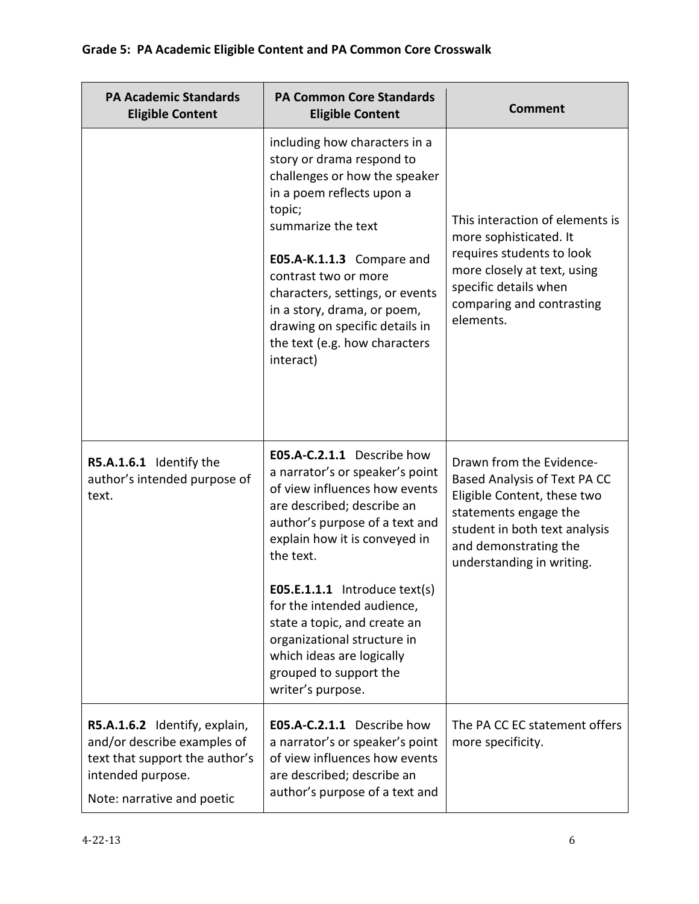**Grade 5: PA Academic Eligible Content and PA Common Core Crosswalk**

| PA Academic Standards Eligible Content | PA Common Core Standards Eligible Content | Comment |
|---|---|---|
| | including how characters in a story or drama respond to challenges or how the speaker in a poem reflects upon a topic;<br>summarize the text<br><br>**E05.A-K.1.1.3** Compare and contrast two or more characters, settings, or events in a story, drama, or poem, drawing on specific details in the text (e.g. how characters interact) | This interaction of elements is more sophisticated. It requires students to look more closely at text, using specific details when comparing and contrasting elements. |
| **R5.A.1.6.1** Identify the author's intended purpose of text. | **E05.A-C.2.1.1** Describe how a narrator's or speaker's point of view influences how events are described; describe an author's purpose of a text and explain how it is conveyed in the text.<br><br>**E05.E.1.1.1** Introduce text(s) for the intended audience, state a topic, and create an organizational structure in which ideas are logically grouped to support the writer's purpose. | Drawn from the Evidence-Based Analysis of Text PA CC Eligible Content, these two statements engage the student in both text analysis and demonstrating the understanding in writing. |
| **R5.A.1.6.2** Identify, explain, and/or describe examples of text that support the author's intended purpose.<br><br>Note: narrative and poetic | **E05.A-C.2.1.1** Describe how a narrator's or speaker's point of view influences how events are described; describe an author's purpose of a text and | The PA CC EC statement offers more specificity. |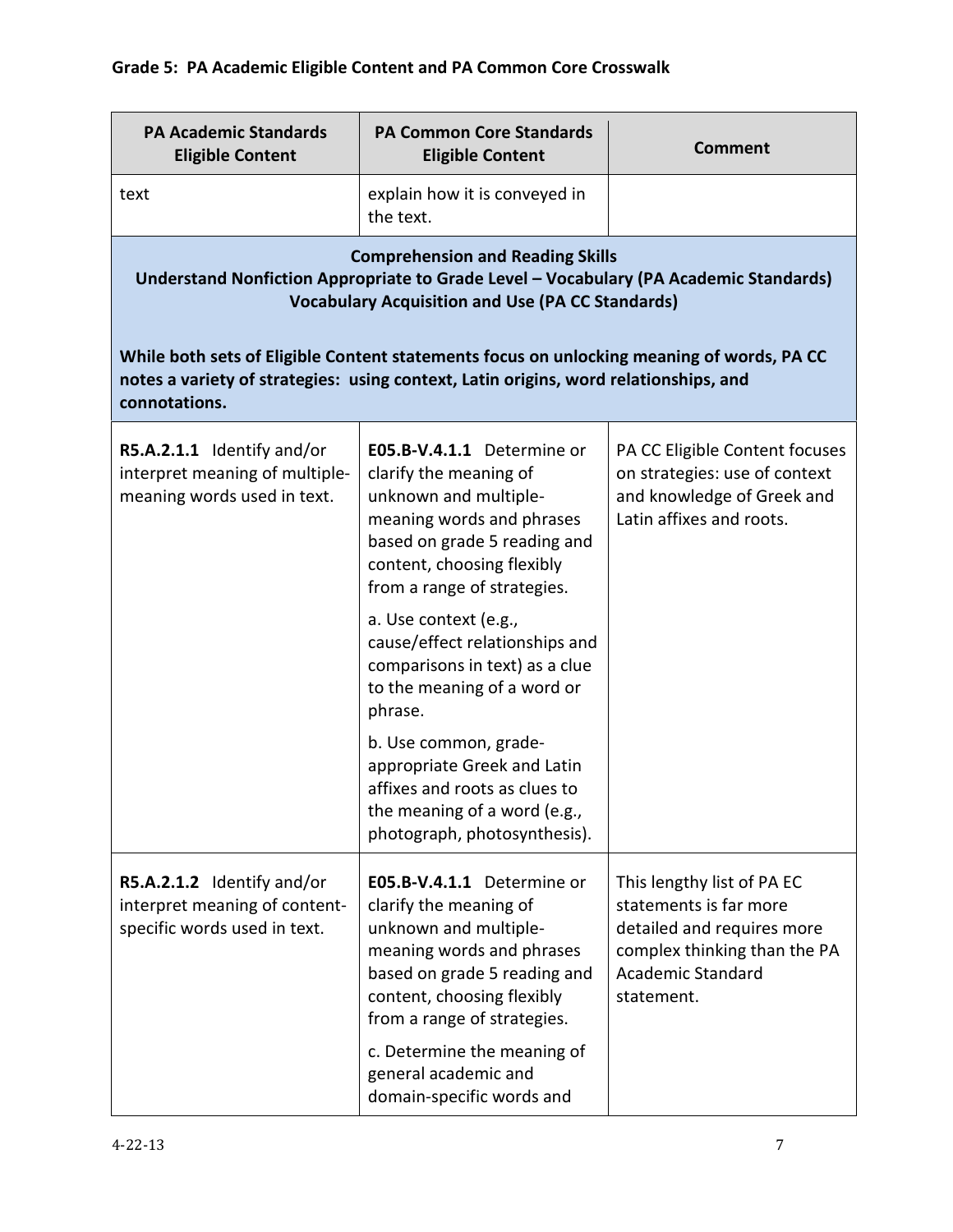| PA Academic Standards Eligible Content | PA Common Core Standards Eligible Content | Comment |
|---|---|---|
| text | explain how it is conveyed in the text. | |
| **Comprehension and Reading Skills<br>Understand Nonfiction Appropriate to Grade Level – Vocabulary (PA Academic Standards)<br>Vocabulary Acquisition and Use (PA CC Standards)<br><br>While both sets of Eligible Content statements focus on unlocking meaning of words, PA CC notes a variety of strategies: using context, Latin origins, word relationships, and connotations.** | | |
| **R5.A.2.1.1** Identify and/or interpret meaning of multiple-meaning words used in text. | **E05.B-V.4.1.1** Determine or clarify the meaning of unknown and multiple-meaning words and phrases based on grade 5 reading and content, choosing flexibly from a range of strategies.<br><br>a. Use context (e.g., cause/effect relationships and comparisons in text) as a clue to the meaning of a word or phrase.<br><br>b. Use common, grade-appropriate Greek and Latin affixes and roots as clues to the meaning of a word (e.g., photograph, photosynthesis). | PA CC Eligible Content focuses on strategies: use of context and knowledge of Greek and Latin affixes and roots. |
| **R5.A.2.1.2** Identify and/or interpret meaning of content-specific words used in text. | **E05.B-V.4.1.1** Determine or clarify the meaning of unknown and multiple-meaning words and phrases based on grade 5 reading and content, choosing flexibly from a range of strategies.<br><br>c. Determine the meaning of general academic and domain-specific words and | This lengthy list of PA EC statements is far more detailed and requires more complex thinking than the PA Academic Standard statement. |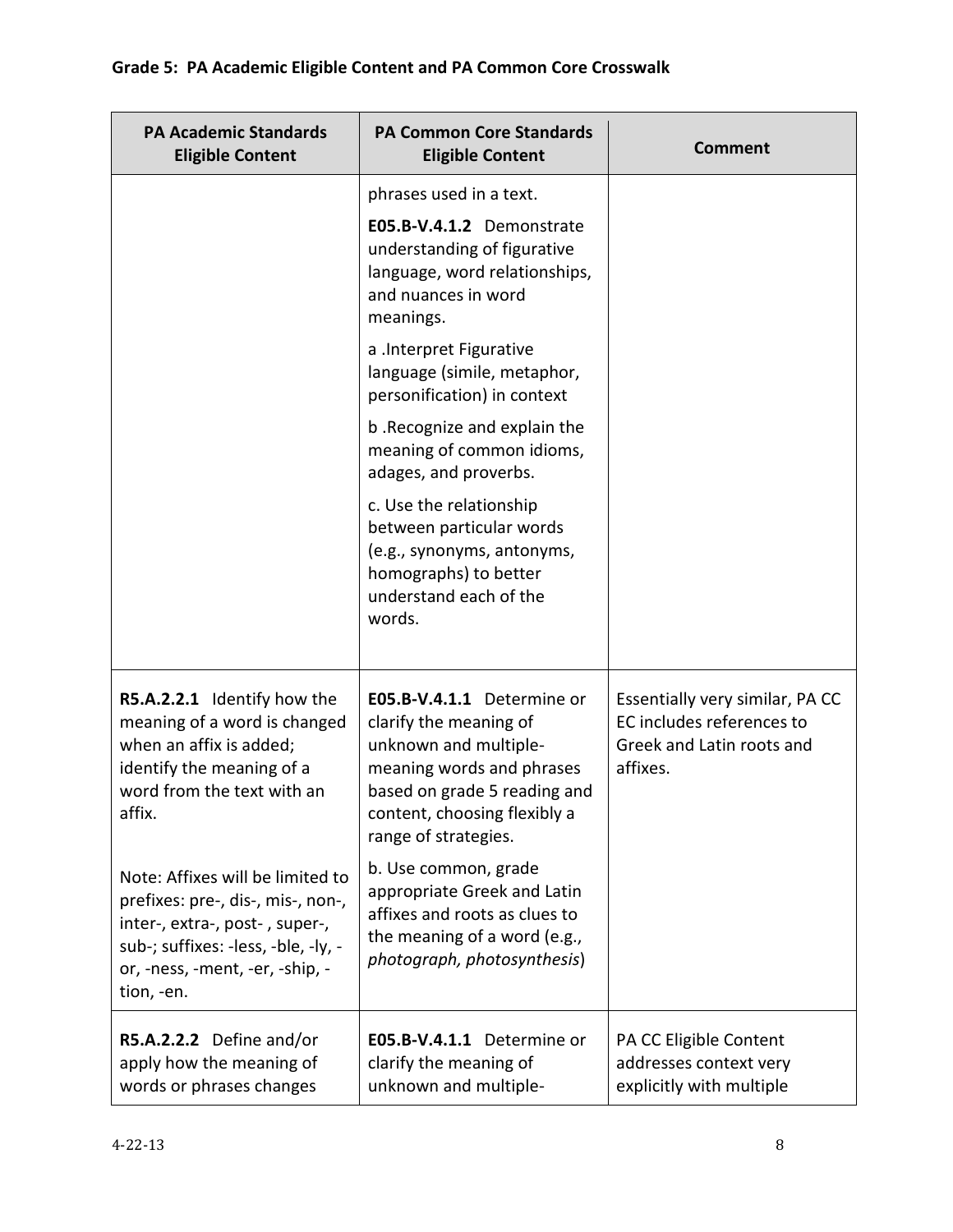## Grade 5: PA Academic Eligible Content and PA Common Core Crosswalk

| PA Academic Standards Eligible Content | PA Common Core Standards Eligible Content | Comment |
|---|---|---|
| | phrases used in a text.<br><br>**E05.B-V.4.1.2** Demonstrate understanding of figurative language, word relationships, and nuances in word meanings.<br><br>a .Interpret Figurative language (simile, metaphor, personification) in context<br><br>b .Recognize and explain the meaning of common idioms, adages, and proverbs.<br><br>c. Use the relationship between particular words (e.g., synonyms, antonyms, homographs) to better understand each of the words. | |
| **R5.A.2.2.1** Identify how the meaning of a word is changed when an affix is added; identify the meaning of a word from the text with an affix.<br><br>Note: Affixes will be limited to prefixes: pre-, dis-, mis-, non-, inter-, extra-, post- , super-, sub-; suffixes: -less, -ble, -ly, -or, -ness, -ment, -er, -ship, -tion, -en. | **E05.B-V.4.1.1** Determine or clarify the meaning of unknown and multiple-meaning words and phrases based on grade 5 reading and content, choosing flexibly a range of strategies.<br><br>b. Use common, grade appropriate Greek and Latin affixes and roots as clues to the meaning of a word (e.g., *photograph, photosynthesis*) | Essentially very similar, PA CC EC includes references to Greek and Latin roots and affixes. |
| **R5.A.2.2.2** Define and/or apply how the meaning of words or phrases changes | **E05.B-V.4.1.1** Determine or clarify the meaning of unknown and multiple- | PA CC Eligible Content addresses context very explicitly with multiple |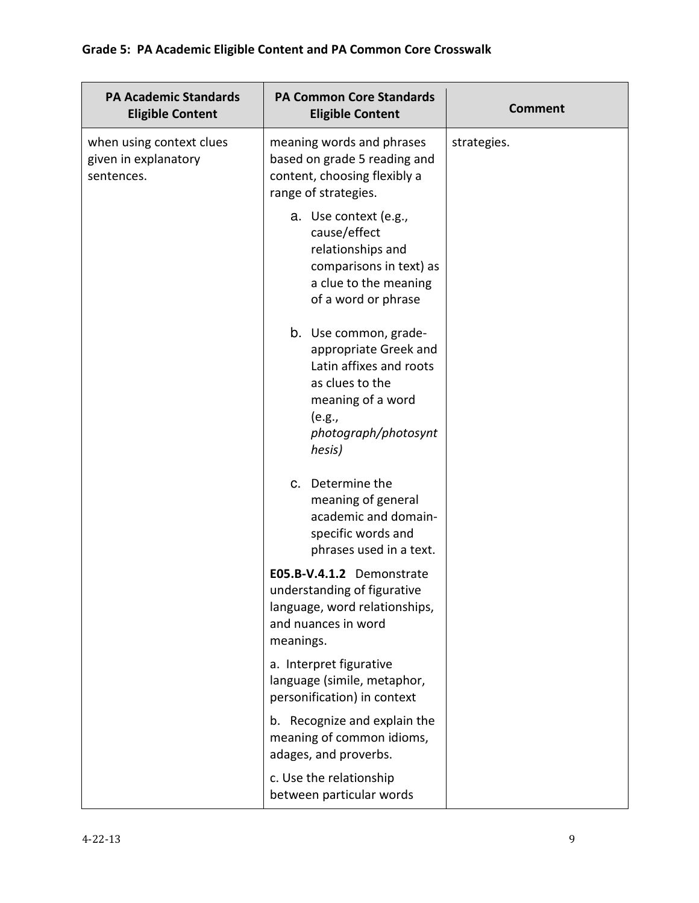**Grade 5: PA Academic Eligible Content and PA Common Core Crosswalk**

| PA Academic Standards Eligible Content | PA Common Core Standards Eligible Content | Comment |
|---|---|---|
| when using context clues given in explanatory sentences. | meaning words and phrases based on grade 5 reading and content, choosing flexibly a range of strategies.<br><br>a. Use context (e.g., cause/effect relationships and comparisons in text) as a clue to the meaning of a word or phrase<br><br>b. Use common, grade-appropriate Greek and Latin affixes and roots as clues to the meaning of a word (e.g., *photograph/photosynthesis)*<br><br>c. Determine the meaning of general academic and domain-specific words and phrases used in a text.<br><br>**E05.B-V.4.1.2** Demonstrate understanding of figurative language, word relationships, and nuances in word meanings.<br><br>a. Interpret figurative language (simile, metaphor, personification) in context<br><br>b. Recognize and explain the meaning of common idioms, adages, and proverbs.<br><br>c. Use the relationship between particular words | strategies. |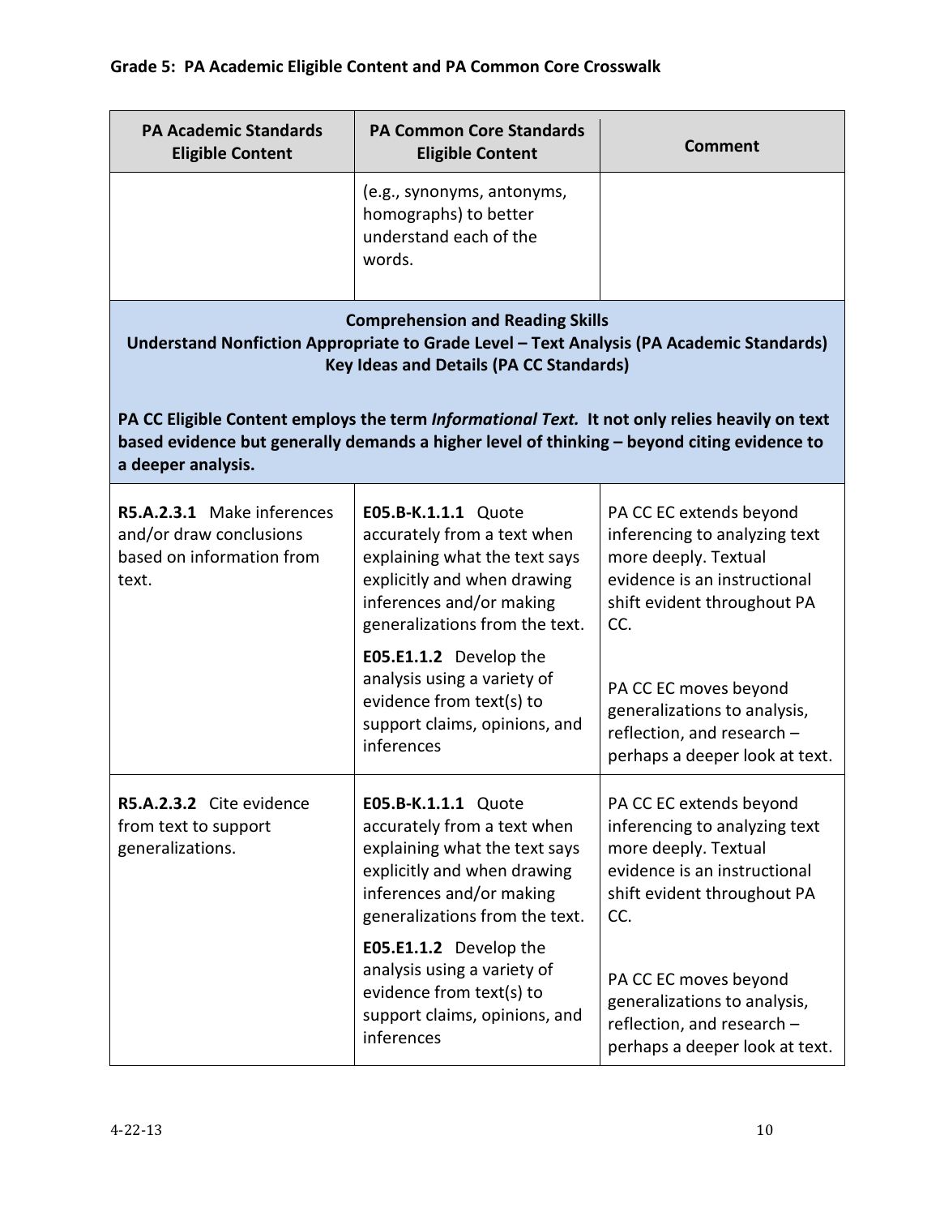## Grade 5: PA Academic Eligible Content and PA Common Core Crosswalk

| PA Academic Standards Eligible Content | PA Common Core Standards Eligible Content | Comment |
|---|---|---|
| | (e.g., synonyms, antonyms, homographs) to better understand each of the words. | |
| **Comprehension and Reading Skills**<br>**Understand Nonfiction Appropriate to Grade Level – Text Analysis (PA Academic Standards)**<br>**Key Ideas and Details (PA CC Standards)**<br><br>**PA CC Eligible Content employs the term *Informational Text.* It not only relies heavily on text based evidence but generally demands a higher level of thinking – beyond citing evidence to a deeper analysis.** | | |
| **R5.A.2.3.1** Make inferences and/or draw conclusions based on information from text. | **E05.B-K.1.1.1** Quote accurately from a text when explaining what the text says explicitly and when drawing inferences and/or making generalizations from the text.<br><br>**E05.E1.1.2** Develop the analysis using a variety of evidence from text(s) to support claims, opinions, and inferences | PA CC EC extends beyond inferencing to analyzing text more deeply. Textual evidence is an instructional shift evident throughout PA CC.<br><br>PA CC EC moves beyond generalizations to analysis, reflection, and research – perhaps a deeper look at text. |
| **R5.A.2.3.2** Cite evidence from text to support generalizations. | **E05.B-K.1.1.1** Quote accurately from a text when explaining what the text says explicitly and when drawing inferences and/or making generalizations from the text.<br><br>**E05.E1.1.2** Develop the analysis using a variety of evidence from text(s) to support claims, opinions, and inferences | PA CC EC extends beyond inferencing to analyzing text more deeply. Textual evidence is an instructional shift evident throughout PA CC.<br><br>PA CC EC moves beyond generalizations to analysis, reflection, and research – perhaps a deeper look at text. |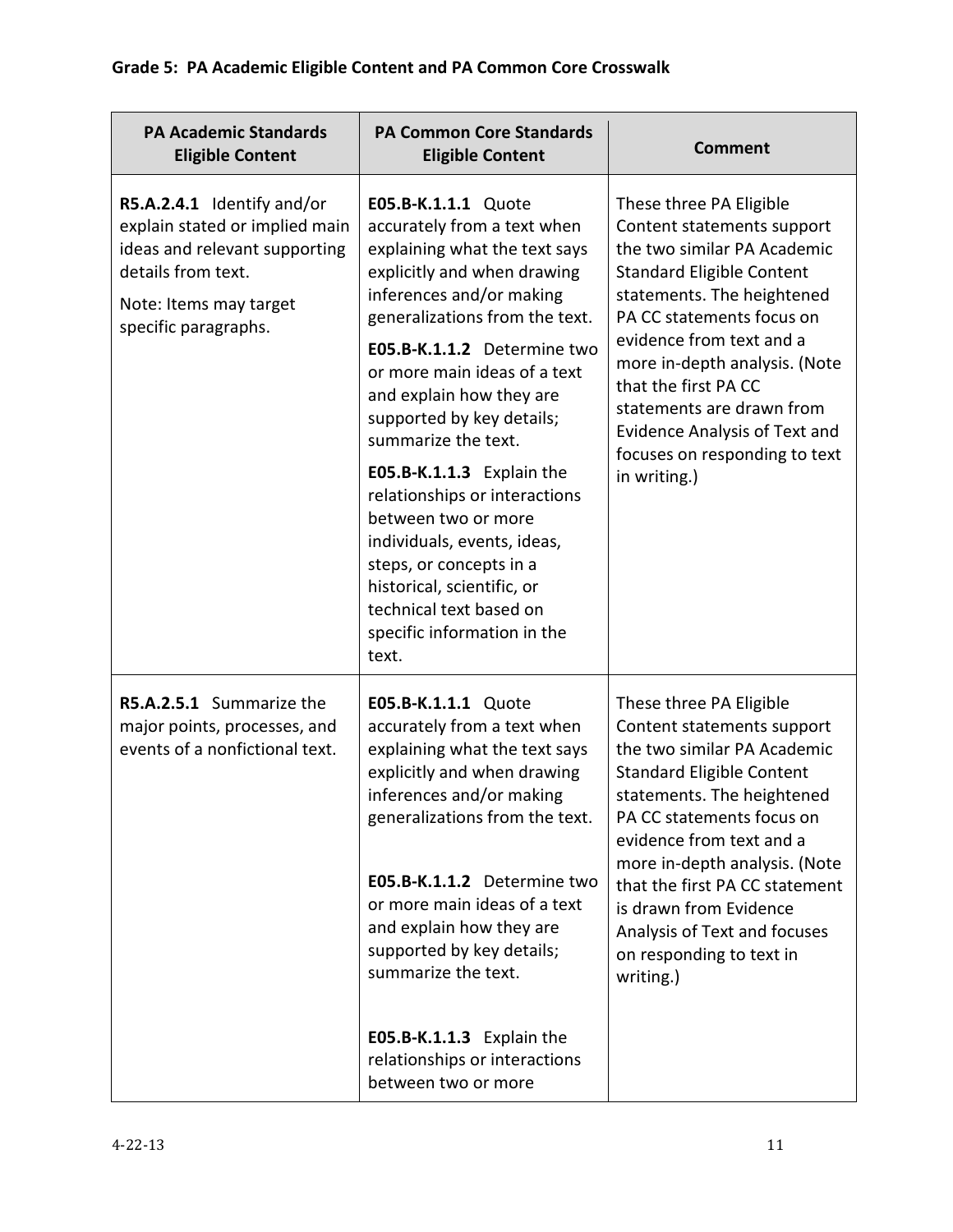**Grade 5: PA Academic Eligible Content and PA Common Core Crosswalk**

| PA Academic Standards Eligible Content | PA Common Core Standards Eligible Content | Comment |
|---|---|---|
| **R5.A.2.4.1** Identify and/or explain stated or implied main ideas and relevant supporting details from text.<br><br>Note: Items may target specific paragraphs. | **E05.B-K.1.1.1** Quote accurately from a text when explaining what the text says explicitly and when drawing inferences and/or making generalizations from the text.<br><br>**E05.B-K.1.1.2** Determine two or more main ideas of a text and explain how they are supported by key details; summarize the text.<br><br>**E05.B-K.1.1.3** Explain the relationships or interactions between two or more individuals, events, ideas, steps, or concepts in a historical, scientific, or technical text based on specific information in the text. | These three PA Eligible Content statements support the two similar PA Academic Standard Eligible Content statements. The heightened PA CC statements focus on evidence from text and a more in-depth analysis. (Note that the first PA CC statements are drawn from Evidence Analysis of Text and focuses on responding to text in writing.) |
| **R5.A.2.5.1** Summarize the major points, processes, and events of a nonfictional text. | **E05.B-K.1.1.1** Quote accurately from a text when explaining what the text says explicitly and when drawing inferences and/or making generalizations from the text.<br><br>**E05.B-K.1.1.2** Determine two or more main ideas of a text and explain how they are supported by key details; summarize the text.<br><br>**E05.B-K.1.1.3** Explain the relationships or interactions between two or more | These three PA Eligible Content statements support the two similar PA Academic Standard Eligible Content statements. The heightened PA CC statements focus on evidence from text and a more in-depth analysis. (Note that the first PA CC statement is drawn from Evidence Analysis of Text and focuses on responding to text in writing.) |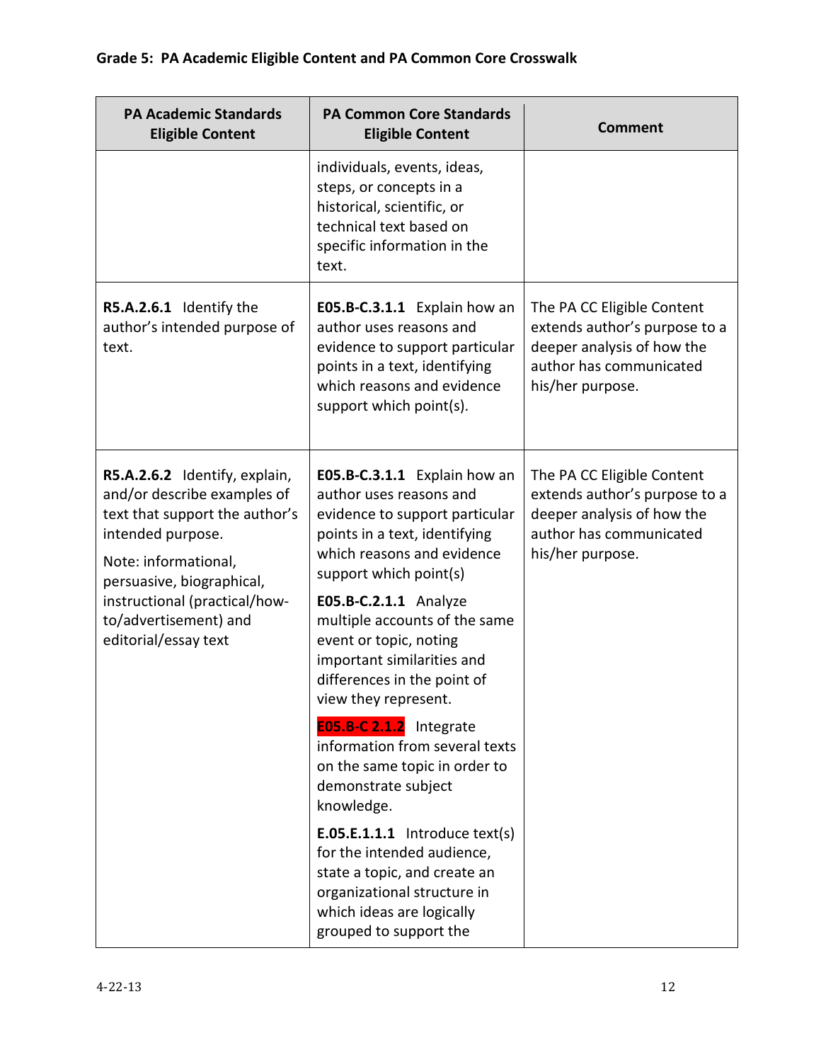## Grade 5: PA Academic Eligible Content and PA Common Core Crosswalk

| PA Academic Standards Eligible Content | PA Common Core Standards Eligible Content | Comment |
|---|---|---|
| | individuals, events, ideas, steps, or concepts in a historical, scientific, or technical text based on specific information in the text. | |
| **R5.A.2.6.1** Identify the author's intended purpose of text. | **E05.B-C.3.1.1** Explain how an author uses reasons and evidence to support particular points in a text, identifying which reasons and evidence support which point(s). | The PA CC Eligible Content extends author's purpose to a deeper analysis of how the author has communicated his/her purpose. |
| **R5.A.2.6.2** Identify, explain, and/or describe examples of text that support the author's intended purpose.<br><br>Note: informational, persuasive, biographical, instructional (practical/how-to/advertisement) and editorial/essay text | **E05.B-C.3.1.1** Explain how an author uses reasons and evidence to support particular points in a text, identifying which reasons and evidence support which point(s)<br><br>**E05.B-C.2.1.1** Analyze multiple accounts of the same event or topic, noting important similarities and differences in the point of view they represent.<br><br>**E05.B-C 2.1.2** Integrate information from several texts on the same topic in order to demonstrate subject knowledge.<br><br>**E.05.E.1.1.1** Introduce text(s) for the intended audience, state a topic, and create an organizational structure in which ideas are logically grouped to support the | The PA CC Eligible Content extends author's purpose to a deeper analysis of how the author has communicated his/her purpose. |

4-22-13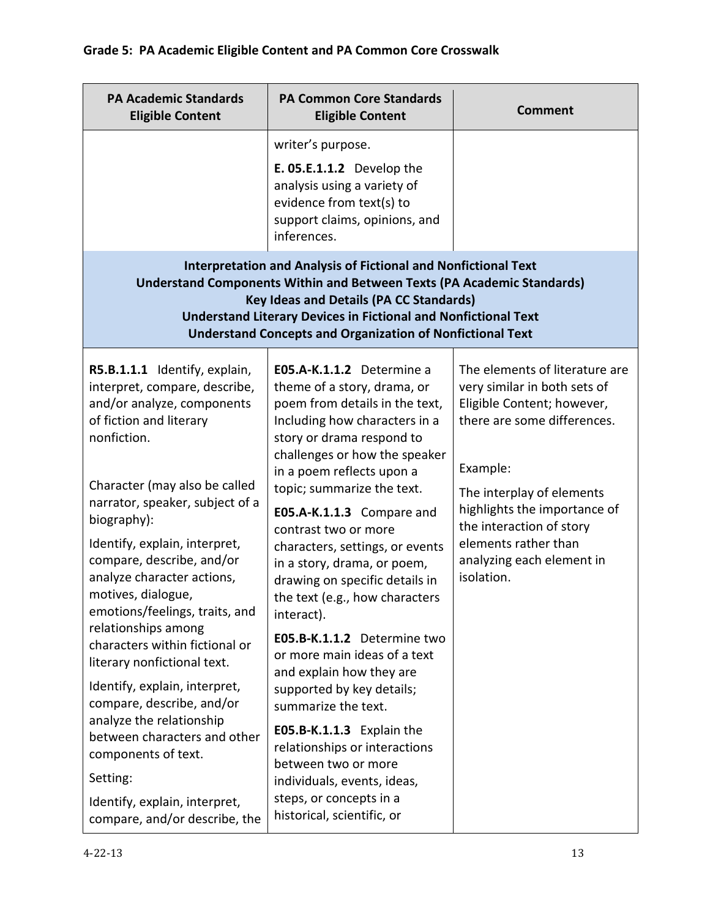**Grade 5: PA Academic Eligible Content and PA Common Core Crosswalk**

| PA Academic Standards Eligible Content | PA Common Core Standards Eligible Content | Comment |
|---|---|---|
| | writer's purpose.<br><br>**E. 05.E.1.1.2** Develop the analysis using a variety of evidence from text(s) to support claims, opinions, and inferences. | |
| **Interpretation and Analysis of Fictional and Nonfictional Text<br>Understand Components Within and Between Texts (PA Academic Standards)<br>Key Ideas and Details (PA CC Standards)<br>Understand Literary Devices in Fictional and Nonfictional Text<br>Understand Concepts and Organization of Nonfictional Text** | | |
| **R5.B.1.1.1** Identify, explain, interpret, compare, describe, and/or analyze, components of fiction and literary nonfiction.<br><br>Character (may also be called narrator, speaker, subject of a biography):<br><br>Identify, explain, interpret, compare, describe, and/or analyze character actions, motives, dialogue, emotions/feelings, traits, and relationships among characters within fictional or literary nonfictional text.<br><br>Identify, explain, interpret, compare, describe, and/or analyze the relationship between characters and other components of text.<br><br>Setting:<br><br>Identify, explain, interpret, compare, and/or describe, the | **E05.A-K.1.1.2** Determine a theme of a story, drama, or poem from details in the text, Including how characters in a story or drama respond to challenges or how the speaker in a poem reflects upon a topic; summarize the text.<br><br>**E05.A-K.1.1.3** Compare and contrast two or more characters, settings, or events in a story, drama, or poem, drawing on specific details in the text (e.g., how characters interact).<br><br>**E05.B-K.1.1.2** Determine two or more main ideas of a text and explain how they are supported by key details; summarize the text.<br><br>**E05.B-K.1.1.3** Explain the relationships or interactions between two or more individuals, events, ideas, steps, or concepts in a historical, scientific, or | The elements of literature are very similar in both sets of Eligible Content; however, there are some differences.<br><br>Example:<br><br>The interplay of elements highlights the importance of the interaction of story elements rather than analyzing each element in isolation. |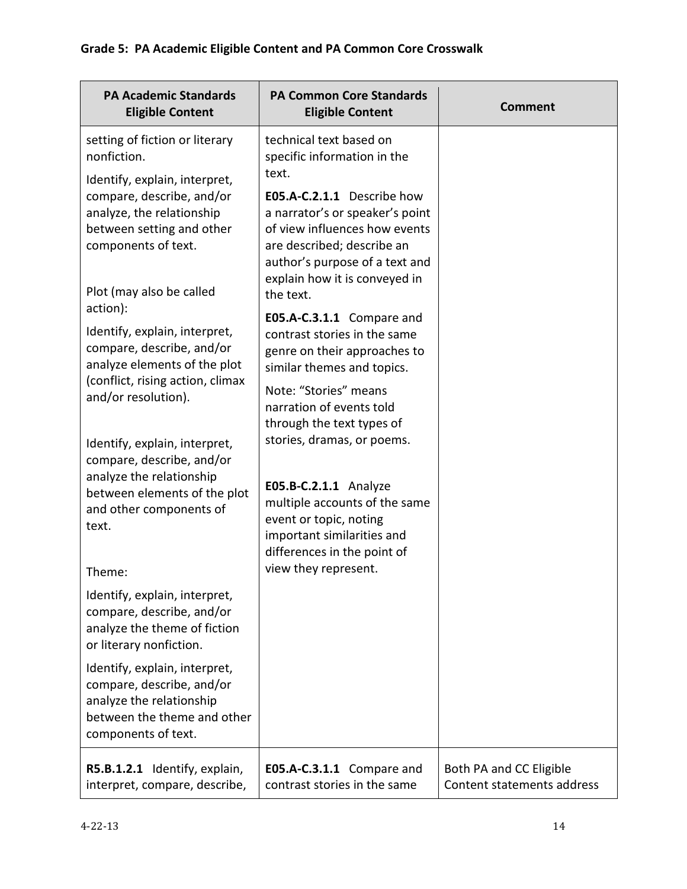## Grade 5: PA Academic Eligible Content and PA Common Core Crosswalk

| PA Academic Standards Eligible Content | PA Common Core Standards Eligible Content | Comment |
|---|---|---|
| setting of fiction or literary nonfiction.<br><br>Identify, explain, interpret, compare, describe, and/or analyze, the relationship between setting and other components of text.<br><br>Plot (may also be called action):<br><br>Identify, explain, interpret, compare, describe, and/or analyze elements of the plot (conflict, rising action, climax and/or resolution).<br><br>Identify, explain, interpret, compare, describe, and/or analyze the relationship between elements of the plot and other components of text.<br><br>Theme:<br><br>Identify, explain, interpret, compare, describe, and/or analyze the theme of fiction or literary nonfiction.<br><br>Identify, explain, interpret, compare, describe, and/or analyze the relationship between the theme and other components of text. | technical text based on specific information in the text.<br><br>**E05.A-C.2.1.1** Describe how a narrator's or speaker's point of view influences how events are described; describe an author's purpose of a text and explain how it is conveyed in the text.<br><br>**E05.A-C.3.1.1** Compare and contrast stories in the same genre on their approaches to similar themes and topics.<br><br>Note: "Stories" means narration of events told through the text types of stories, dramas, or poems.<br><br>**E05.B-C.2.1.1** Analyze multiple accounts of the same event or topic, noting important similarities and differences in the point of view they represent. | |
| **R5.B.1.2.1** Identify, explain, interpret, compare, describe, | **E05.A-C.3.1.1** Compare and contrast stories in the same | Both PA and CC Eligible Content statements address |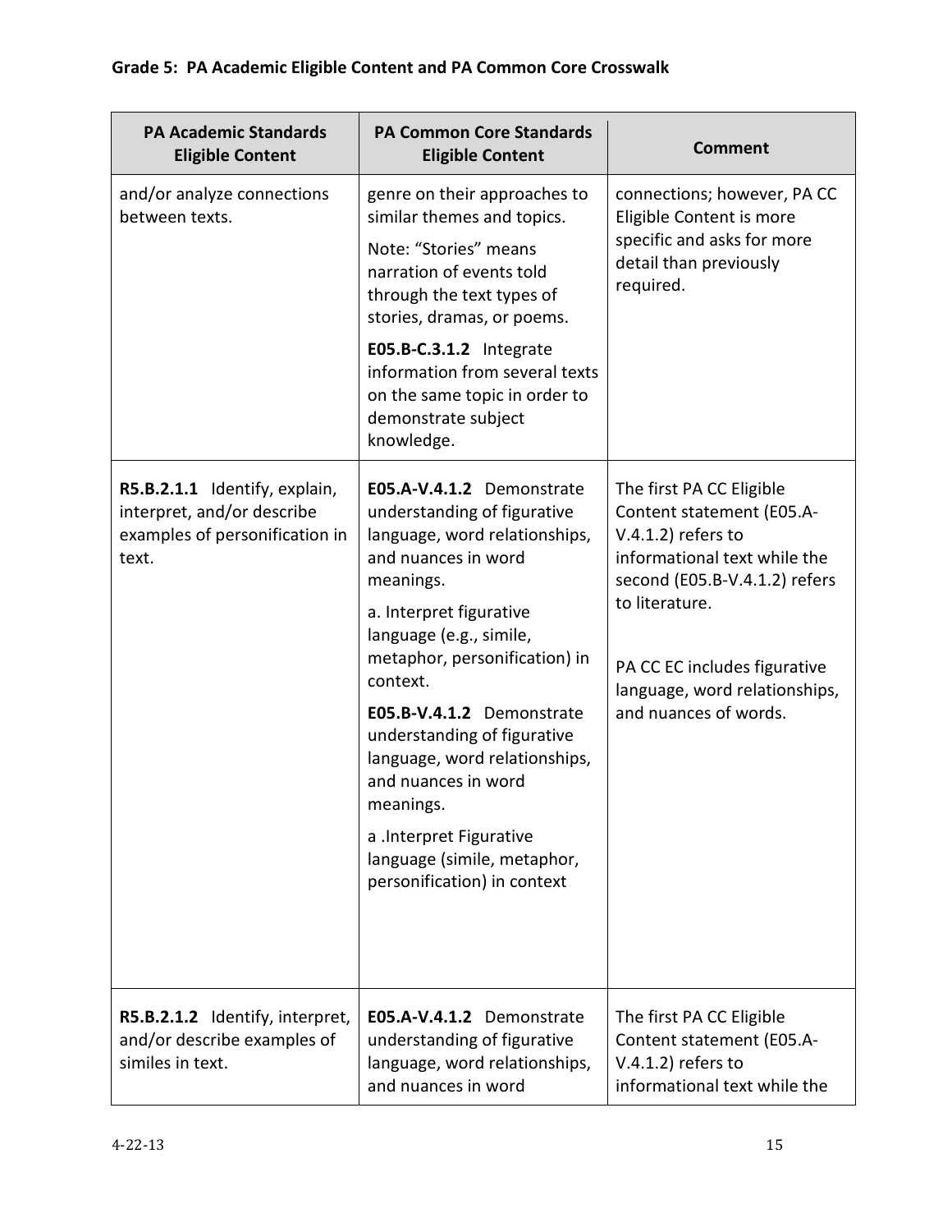**Grade 5: PA Academic Eligible Content and PA Common Core Crosswalk**

| PA Academic Standards Eligible Content | PA Common Core Standards Eligible Content | Comment |
|---|---|---|
| and/or analyze connections between texts. | genre on their approaches to similar themes and topics.<br><br>Note: "Stories" means narration of events told through the text types of stories, dramas, or poems.<br><br>**E05.B-C.3.1.2** Integrate information from several texts on the same topic in order to demonstrate subject knowledge. | connections; however, PA CC Eligible Content is more specific and asks for more detail than previously required. |
| **R5.B.2.1.1** Identify, explain, interpret, and/or describe examples of personification in text. | **E05.A-V.4.1.2** Demonstrate understanding of figurative language, word relationships, and nuances in word meanings.<br><br>a. Interpret figurative language (e.g., simile, metaphor, personification) in context.<br><br>**E05.B-V.4.1.2** Demonstrate understanding of figurative language, word relationships, and nuances in word meanings.<br><br>a .Interpret Figurative language (simile, metaphor, personification) in context | The first PA CC Eligible Content statement (E05.A-V.4.1.2) refers to informational text while the second (E05.B-V.4.1.2) refers to literature.<br><br>PA CC EC includes figurative language, word relationships, and nuances of words. |
| **R5.B.2.1.2** Identify, interpret, and/or describe examples of similes in text. | **E05.A-V.4.1.2** Demonstrate understanding of figurative language, word relationships, and nuances in word | The first PA CC Eligible Content statement (E05.A-V.4.1.2) refers to informational text while the |

4-22-13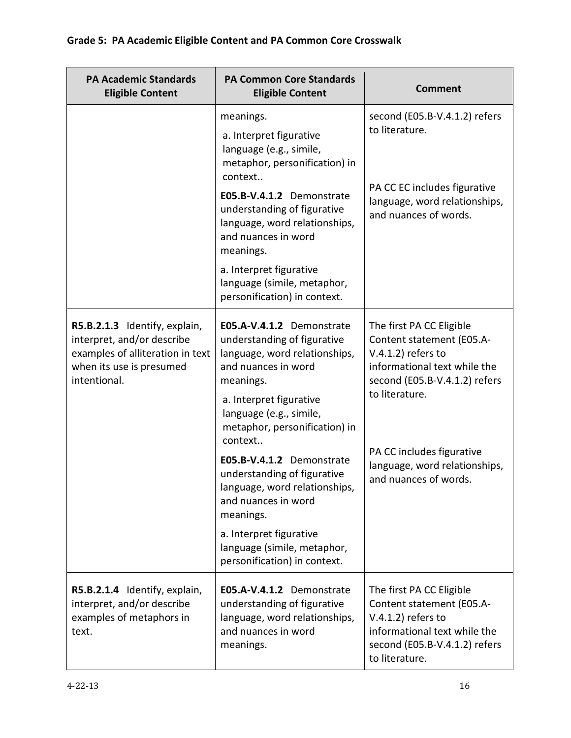## Grade 5: PA Academic Eligible Content and PA Common Core Crosswalk

| PA Academic Standards Eligible Content | PA Common Core Standards Eligible Content | Comment |
|---|---|---|
| | meanings.<br>a. Interpret figurative language (e.g., simile, metaphor, personification) in context..<br>**E05.B-V.4.1.2** Demonstrate understanding of figurative language, word relationships, and nuances in word meanings.<br>a. Interpret figurative language (simile, metaphor, personification) in context. | second (E05.B-V.4.1.2) refers to literature.<br><br>PA CC EC includes figurative language, word relationships, and nuances of words. |
| **R5.B.2.1.3** Identify, explain, interpret, and/or describe examples of alliteration in text when its use is presumed intentional. | **E05.A-V.4.1.2** Demonstrate understanding of figurative language, word relationships, and nuances in word meanings.<br>a. Interpret figurative language (e.g., simile, metaphor, personification) in context..<br>**E05.B-V.4.1.2** Demonstrate understanding of figurative language, word relationships, and nuances in word meanings.<br>a. Interpret figurative language (simile, metaphor, personification) in context. | The first PA CC Eligible Content statement (E05.A-V.4.1.2) refers to informational text while the second (E05.B-V.4.1.2) refers to literature.<br><br>PA CC includes figurative language, word relationships, and nuances of words. |
| **R5.B.2.1.4** Identify, explain, interpret, and/or describe examples of metaphors in text. | **E05.A-V.4.1.2** Demonstrate understanding of figurative language, word relationships, and nuances in word meanings. | The first PA CC Eligible Content statement (E05.A-V.4.1.2) refers to informational text while the second (E05.B-V.4.1.2) refers to literature. |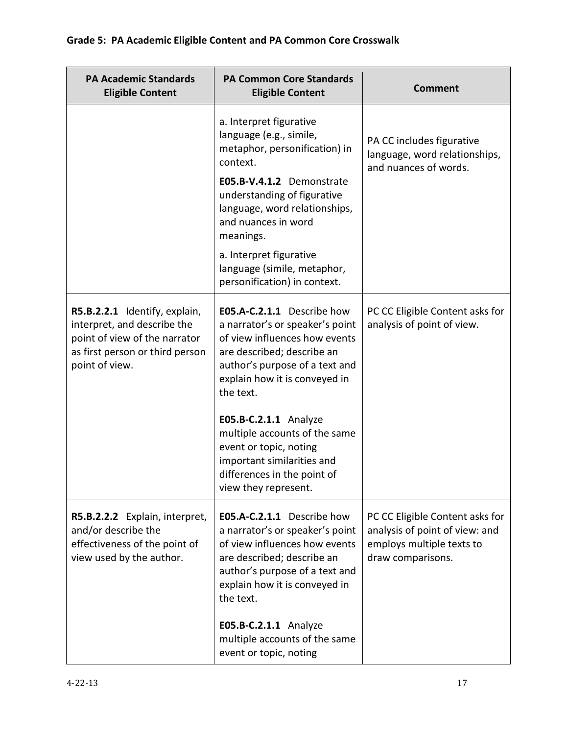**Grade 5: PA Academic Eligible Content and PA Common Core Crosswalk**

| PA Academic Standards Eligible Content | PA Common Core Standards Eligible Content | Comment |
|---|---|---|
| | a. Interpret figurative language (e.g., simile, metaphor, personification) in context.<br><br>**E05.B-V.4.1.2** Demonstrate understanding of figurative language, word relationships, and nuances in word meanings.<br><br>a. Interpret figurative language (simile, metaphor, personification) in context. | PA CC includes figurative language, word relationships, and nuances of words. |
| **R5.B.2.2.1** Identify, explain, interpret, and describe the point of view of the narrator as first person or third person point of view. | **E05.A-C.2.1.1** Describe how a narrator's or speaker's point of view influences how events are described; describe an author's purpose of a text and explain how it is conveyed in the text.<br><br>**E05.B-C.2.1.1** Analyze multiple accounts of the same event or topic, noting important similarities and differences in the point of view they represent. | PC CC Eligible Content asks for analysis of point of view. |
| **R5.B.2.2.2** Explain, interpret, and/or describe the effectiveness of the point of view used by the author. | **E05.A-C.2.1.1** Describe how a narrator's or speaker's point of view influences how events are described; describe an author's purpose of a text and explain how it is conveyed in the text.<br><br>**E05.B-C.2.1.1** Analyze multiple accounts of the same event or topic, noting | PC CC Eligible Content asks for analysis of point of view: and employs multiple texts to draw comparisons. |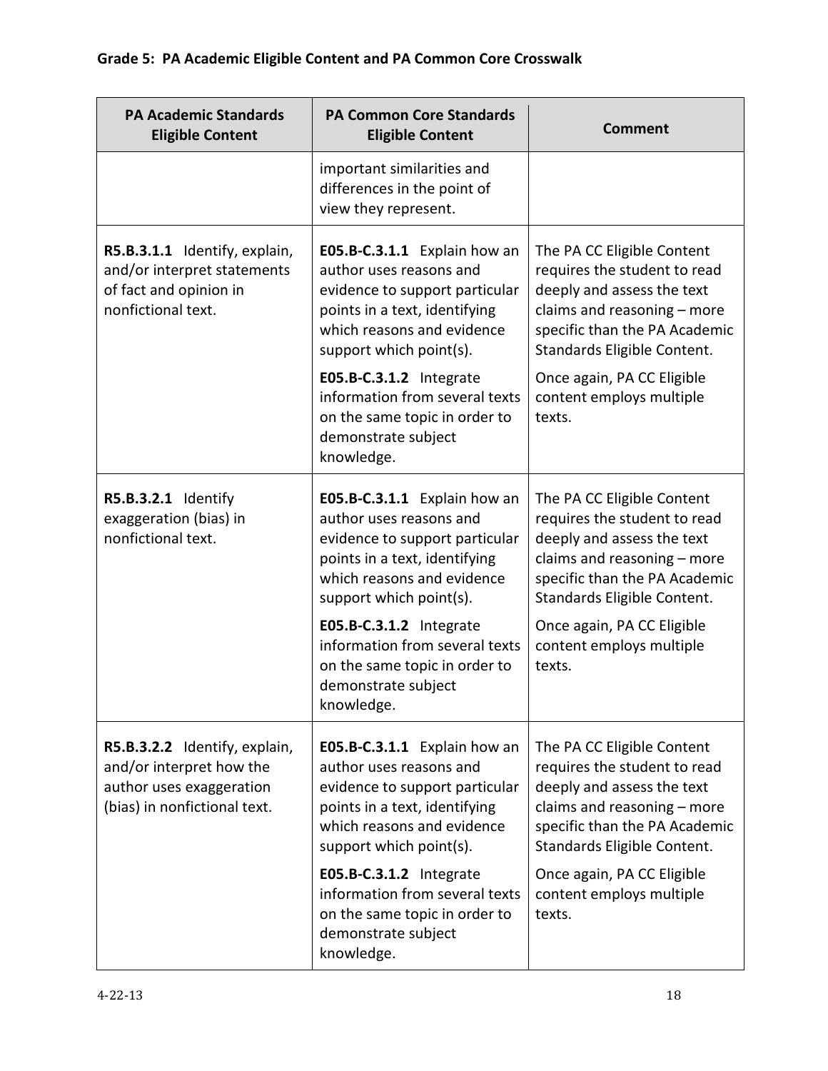**Grade 5: PA Academic Eligible Content and PA Common Core Crosswalk**

| PA Academic Standards Eligible Content | PA Common Core Standards Eligible Content | Comment |
|---|---|---|
| | important similarities and differences in the point of view they represent. | |
| **R5.B.3.1.1** Identify, explain, and/or interpret statements of fact and opinion in nonfictional text. | **E05.B-C.3.1.1** Explain how an author uses reasons and evidence to support particular points in a text, identifying which reasons and evidence support which point(s).<br><br>**E05.B-C.3.1.2** Integrate information from several texts on the same topic in order to demonstrate subject knowledge. | The PA CC Eligible Content requires the student to read deeply and assess the text claims and reasoning – more specific than the PA Academic Standards Eligible Content.<br><br>Once again, PA CC Eligible content employs multiple texts. |
| **R5.B.3.2.1** Identify exaggeration (bias) in nonfictional text. | **E05.B-C.3.1.1** Explain how an author uses reasons and evidence to support particular points in a text, identifying which reasons and evidence support which point(s).<br><br>**E05.B-C.3.1.2** Integrate information from several texts on the same topic in order to demonstrate subject knowledge. | The PA CC Eligible Content requires the student to read deeply and assess the text claims and reasoning – more specific than the PA Academic Standards Eligible Content.<br><br>Once again, PA CC Eligible content employs multiple texts. |
| **R5.B.3.2.2** Identify, explain, and/or interpret how the author uses exaggeration (bias) in nonfictional text. | **E05.B-C.3.1.1** Explain how an author uses reasons and evidence to support particular points in a text, identifying which reasons and evidence support which point(s).<br><br>**E05.B-C.3.1.2** Integrate information from several texts on the same topic in order to demonstrate subject knowledge. | The PA CC Eligible Content requires the student to read deeply and assess the text claims and reasoning – more specific than the PA Academic Standards Eligible Content.<br><br>Once again, PA CC Eligible content employs multiple texts. |

4-22-13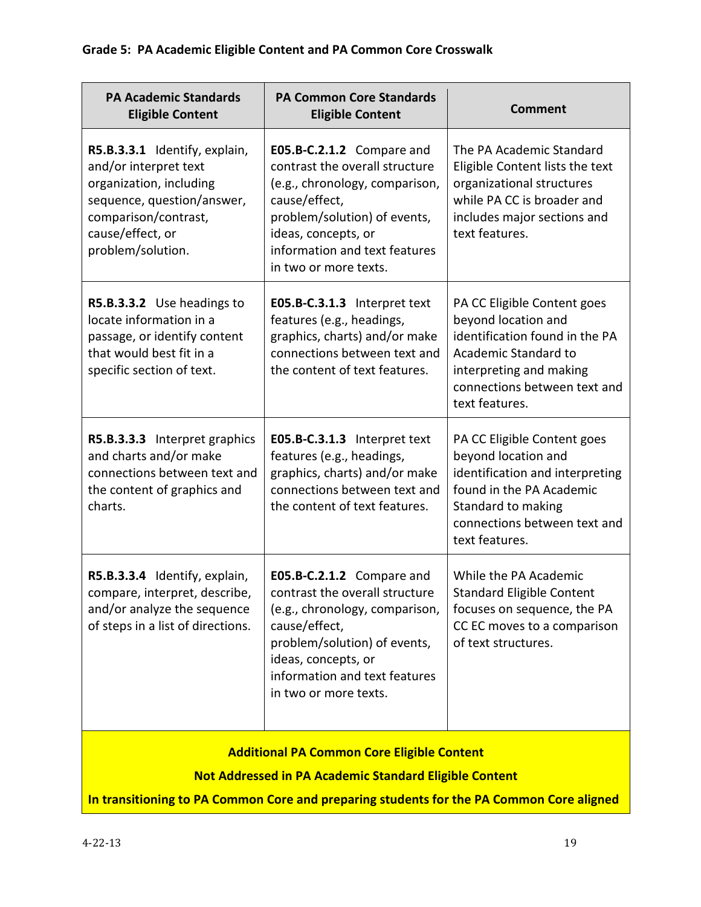**Grade 5: PA Academic Eligible Content and PA Common Core Crosswalk**

| PA Academic Standards Eligible Content | PA Common Core Standards Eligible Content | Comment |
|---|---|---|
| **R5.B.3.3.1** Identify, explain, and/or interpret text organization, including sequence, question/answer, comparison/contrast, cause/effect, or problem/solution. | **E05.B-C.2.1.2** Compare and contrast the overall structure (e.g., chronology, comparison, cause/effect, problem/solution) of events, ideas, concepts, or information and text features in two or more texts. | The PA Academic Standard Eligible Content lists the text organizational structures while PA CC is broader and includes major sections and text features. |
| **R5.B.3.3.2** Use headings to locate information in a passage, or identify content that would best fit in a specific section of text. | **E05.B-C.3.1.3** Interpret text features (e.g., headings, graphics, charts) and/or make connections between text and the content of text features. | PA CC Eligible Content goes beyond location and identification found in the PA Academic Standard to interpreting and making connections between text and text features. |
| **R5.B.3.3.3** Interpret graphics and charts and/or make connections between text and the content of graphics and charts. | **E05.B-C.3.1.3** Interpret text features (e.g., headings, graphics, charts) and/or make connections between text and the content of text features. | PA CC Eligible Content goes beyond location and identification and interpreting found in the PA Academic Standard to making connections between text and text features. |
| **R5.B.3.3.4** Identify, explain, compare, interpret, describe, and/or analyze the sequence of steps in a list of directions. | **E05.B-C.2.1.2** Compare and contrast the overall structure (e.g., chronology, comparison, cause/effect, problem/solution) of events, ideas, concepts, or information and text features in two or more texts. | While the PA Academic Standard Eligible Content focuses on sequence, the PA CC EC moves to a comparison of text structures. |
| **Additional PA Common Core Eligible Content Not Addressed in PA Academic Standard Eligible Content In transitioning to PA Common Core and preparing students for the PA Common Core aligned** | | |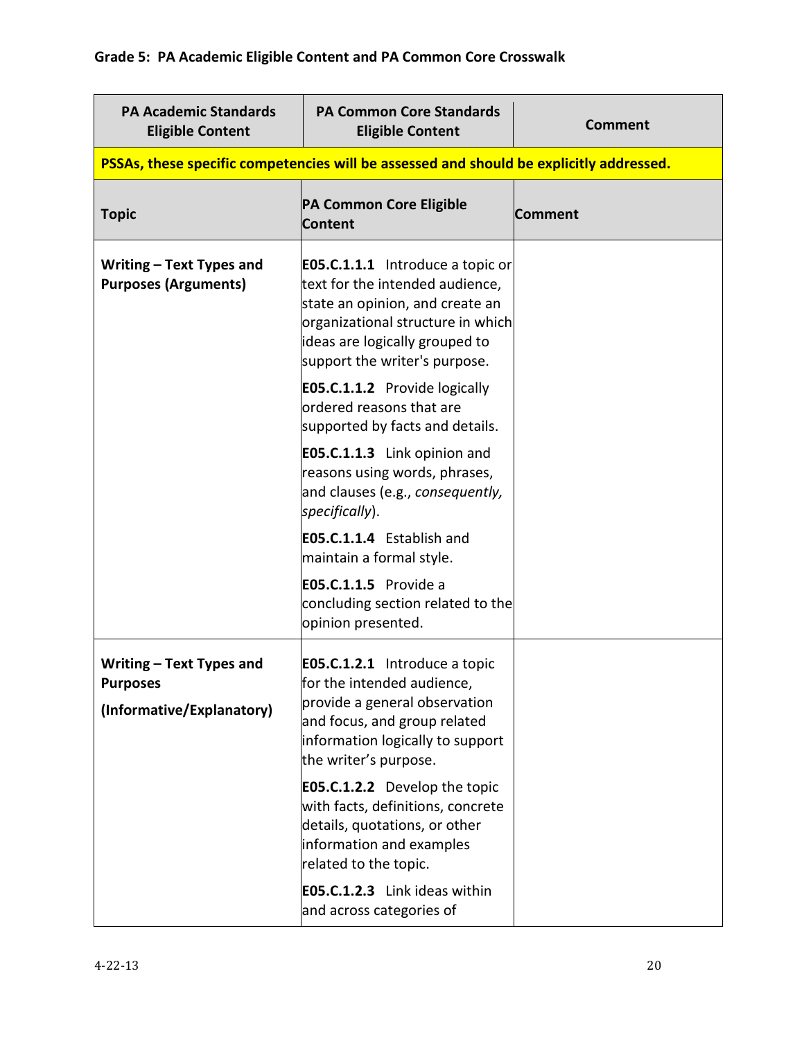## Grade 5: PA Academic Eligible Content and PA Common Core Crosswalk

| PA Academic Standards Eligible Content | PA Common Core Standards Eligible Content | Comment |
|---|---|---|
| **PSSAs, these specific competencies will be assessed and should be explicitly addressed.** | | |
| **Topic** | **PA Common Core Eligible Content** | **Comment** |
| **Writing – Text Types and Purposes (Arguments)** | **E05.C.1.1.1** Introduce a topic or text for the intended audience, state an opinion, and create an organizational structure in which ideas are logically grouped to support the writer's purpose.<br><br>**E05.C.1.1.2** Provide logically ordered reasons that are supported by facts and details.<br><br>**E05.C.1.1.3** Link opinion and reasons using words, phrases, and clauses (e.g., *consequently, specifically*).<br><br>**E05.C.1.1.4** Establish and maintain a formal style.<br><br>**E05.C.1.1.5** Provide a concluding section related to the opinion presented. | |
| **Writing – Text Types and Purposes (Informative/Explanatory)** | **E05.C.1.2.1** Introduce a topic for the intended audience, provide a general observation and focus, and group related information logically to support the writer's purpose.<br><br>**E05.C.1.2.2** Develop the topic with facts, definitions, concrete details, quotations, or other information and examples related to the topic.<br><br>**E05.C.1.2.3** Link ideas within and across categories of | |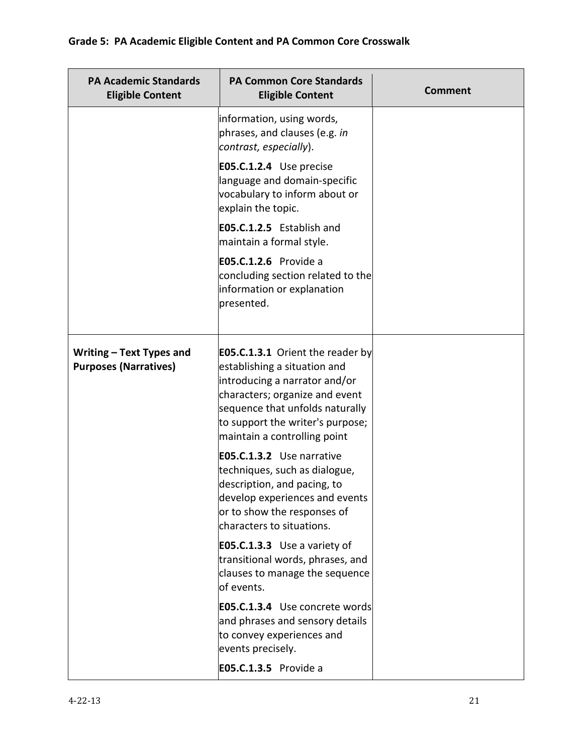## Grade 5: PA Academic Eligible Content and PA Common Core Crosswalk

| PA Academic Standards Eligible Content | PA Common Core Standards Eligible Content | Comment |
|---|---|---|
| | information, using words, phrases, and clauses (e.g. *in contrast, especially*).<br><br>**E05.C.1.2.4** Use precise language and domain-specific vocabulary to inform about or explain the topic.<br><br>**E05.C.1.2.5** Establish and maintain a formal style.<br><br>**E05.C.1.2.6** Provide a concluding section related to the information or explanation presented. | |
| **Writing – Text Types and Purposes (Narratives)** | **E05.C.1.3.1** Orient the reader by establishing a situation and introducing a narrator and/or characters; organize and event sequence that unfolds naturally to support the writer's purpose; maintain a controlling point<br><br>**E05.C.1.3.2** Use narrative techniques, such as dialogue, description, and pacing, to develop experiences and events or to show the responses of characters to situations.<br><br>**E05.C.1.3.3** Use a variety of transitional words, phrases, and clauses to manage the sequence of events.<br><br>**E05.C.1.3.4** Use concrete words and phrases and sensory details to convey experiences and events precisely.<br><br>**E05.C.1.3.5** Provide a | |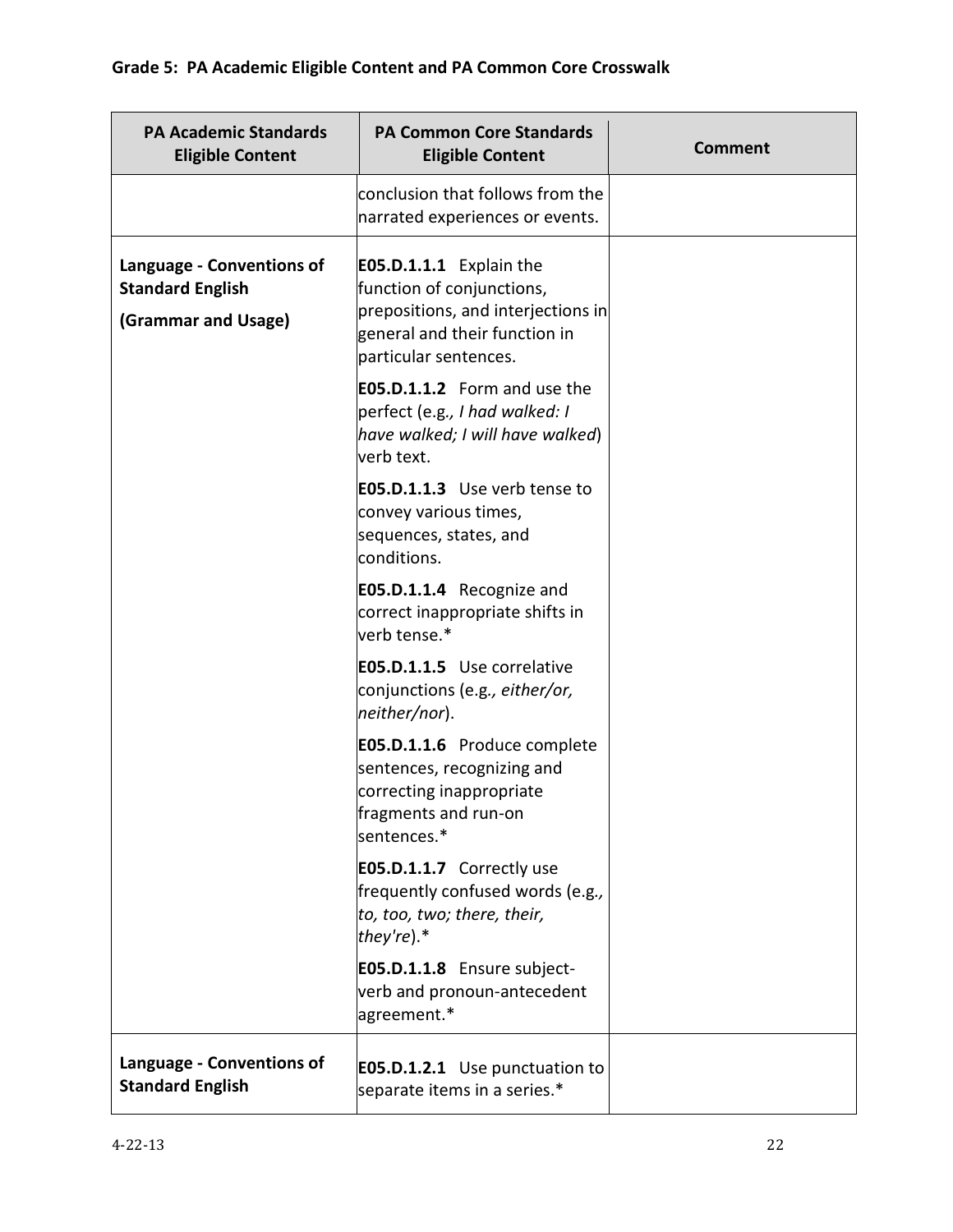## Grade 5: PA Academic Eligible Content and PA Common Core Crosswalk

| PA Academic Standards Eligible Content | PA Common Core Standards Eligible Content | Comment |
|---|---|---|
| | conclusion that follows from the narrated experiences or events. | |
| **Language - Conventions of Standard English** **(Grammar and Usage)** | **E05.D.1.1.1** Explain the function of conjunctions, prepositions, and interjections in general and their function in particular sentences. <br><br> **E05.D.1.1.2** Form and use the perfect (e.g*., I had walked: I have walked; I will have walked*) verb text. <br><br> **E05.D.1.1.3** Use verb tense to convey various times, sequences, states, and conditions. <br><br> **E05.D.1.1.4** Recognize and correct inappropriate shifts in verb tense.* <br><br> **E05.D.1.1.5** Use correlative conjunctions (e.g*., either/or, neither/nor*). <br><br> **E05.D.1.1.6** Produce complete sentences, recognizing and correcting inappropriate fragments and run-on sentences.* <br><br> **E05.D.1.1.7** Correctly use frequently confused words (e.g*., to, too, two; there, their, they're*).* <br><br> **E05.D.1.1.8** Ensure subject-verb and pronoun-antecedent agreement.* | |
| **Language - Conventions of Standard English** | **E05.D.1.2.1** Use punctuation to separate items in a series.* | |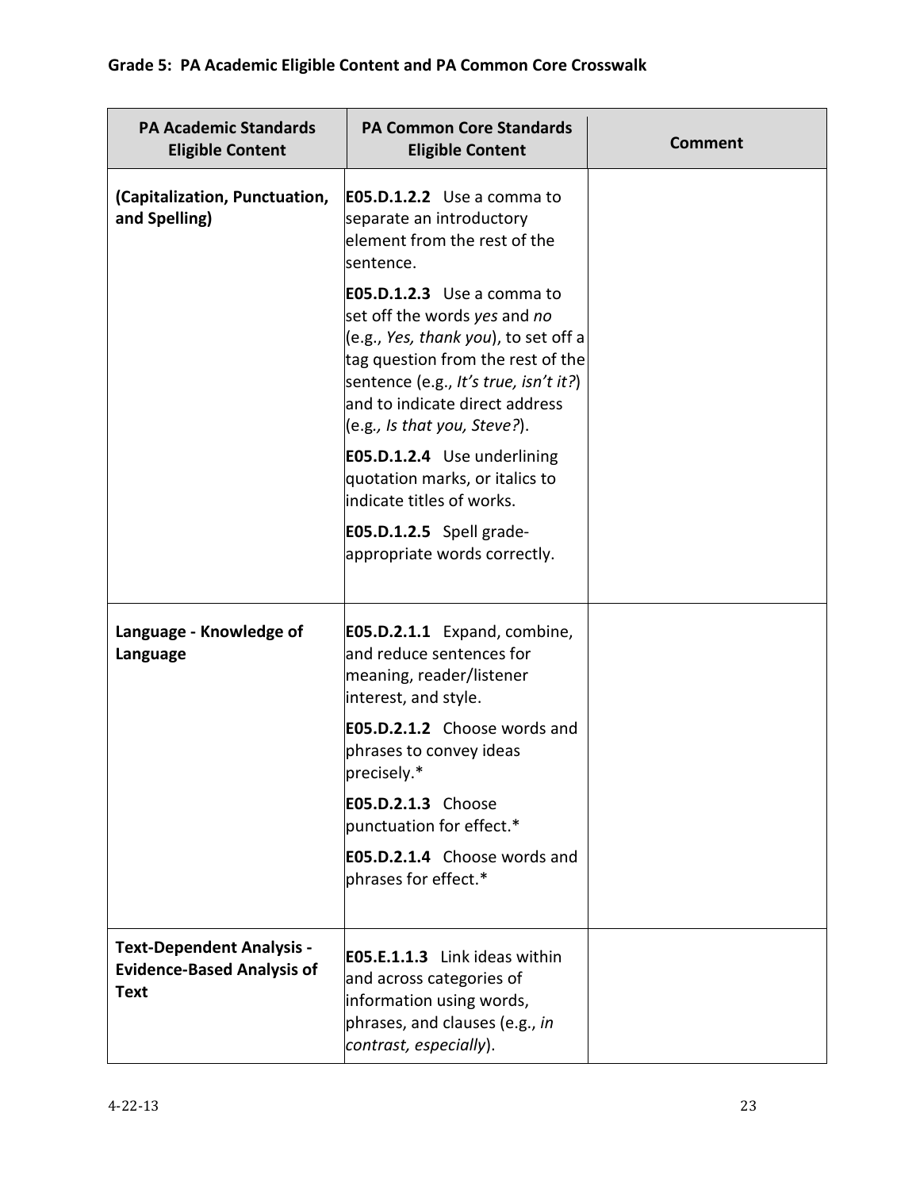**Grade 5: PA Academic Eligible Content and PA Common Core Crosswalk**

| PA Academic Standards Eligible Content | PA Common Core Standards Eligible Content | Comment |
|---|---|---|
| **(Capitalization, Punctuation, and Spelling)** | **E05.D.1.2.2** Use a comma to separate an introductory element from the rest of the sentence.<br><br>**E05.D.1.2.3** Use a comma to set off the words *yes* and *no* (e.g., *Yes, thank you*), to set off a tag question from the rest of the sentence (e.g., *It's true, isn't it?*) and to indicate direct address (e.g*., Is that you, Steve?*).<br><br>**E05.D.1.2.4** Use underlining quotation marks, or italics to indicate titles of works.<br><br>**E05.D.1.2.5** Spell grade-appropriate words correctly. | |
| **Language - Knowledge of Language** | **E05.D.2.1.1** Expand, combine, and reduce sentences for meaning, reader/listener interest, and style.<br><br>**E05.D.2.1.2** Choose words and phrases to convey ideas precisely.*<br><br>**E05.D.2.1.3** Choose punctuation for effect.*<br><br>**E05.D.2.1.4** Choose words and phrases for effect.* | |
| **Text-Dependent Analysis - Evidence-Based Analysis of Text** | **E05.E.1.1.3** Link ideas within and across categories of information using words, phrases, and clauses (e.g., *in contrast, especially*). | |

4-22-13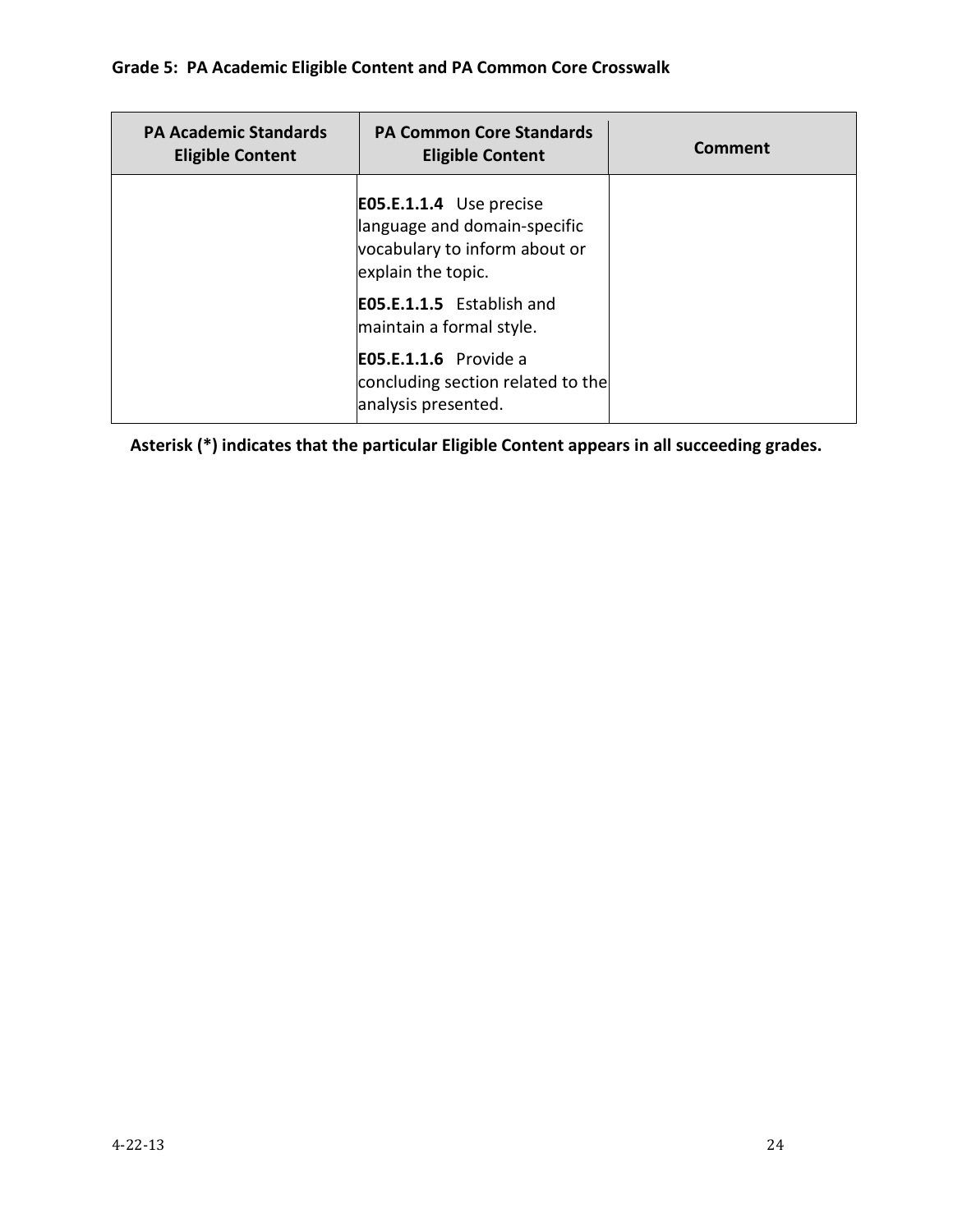**Grade 5: PA Academic Eligible Content and PA Common Core Crosswalk**

| PA Academic Standards Eligible Content | PA Common Core Standards Eligible Content | Comment |
|---|---|---|
| | **E05.E.1.1.4** Use precise language and domain-specific vocabulary to inform about or explain the topic.<br><br>**E05.E.1.1.5** Establish and maintain a formal style.<br><br>**E05.E.1.1.6** Provide a concluding section related to the analysis presented. | |

**Asterisk (*) indicates that the particular Eligible Content appears in all succeeding grades.**

4-22-13